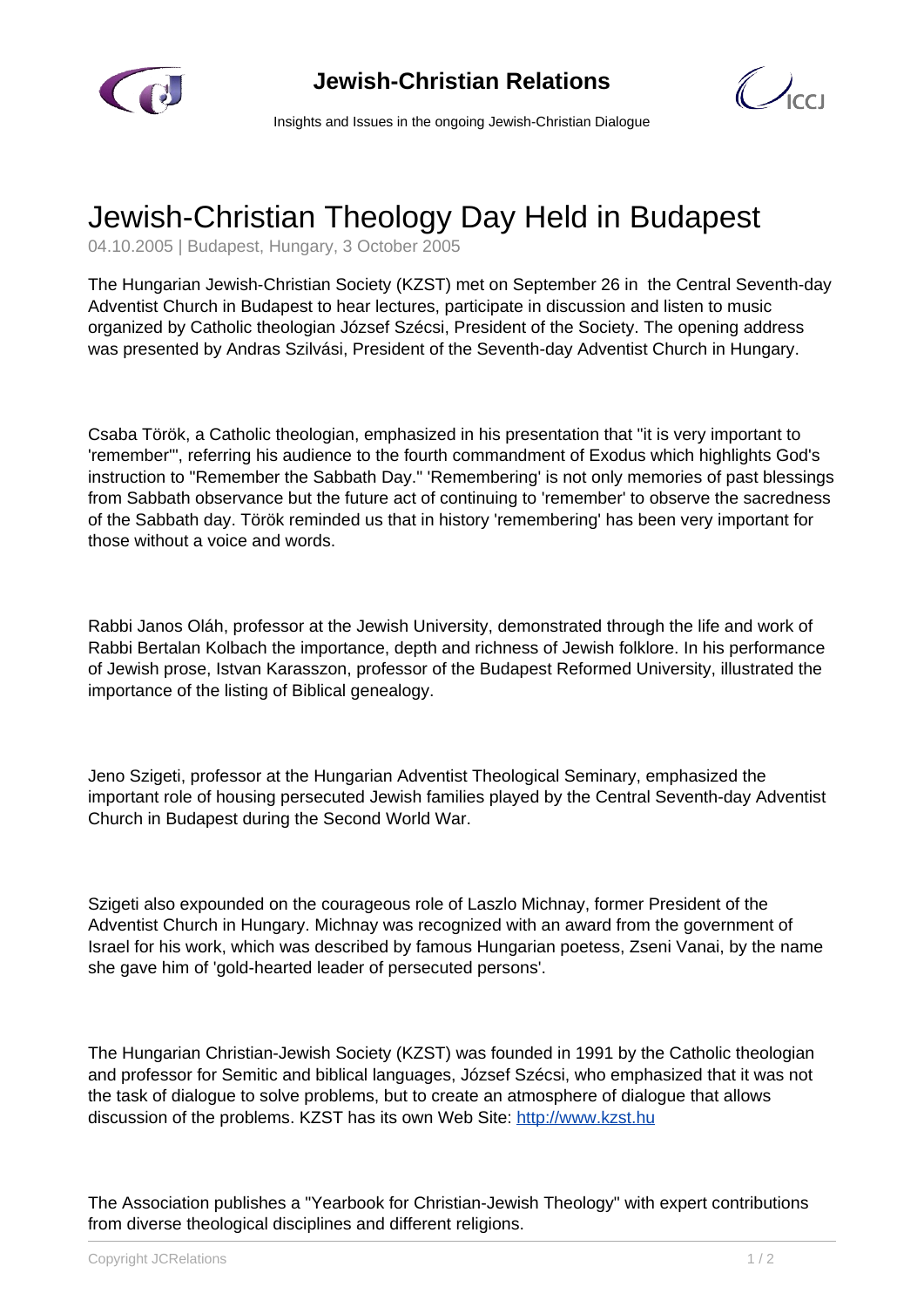# Jewish-Christian Theology Day Held in Budapest

04.10.2005 | Budapest, Hungary, 3 October 2005

The Hungarian Jewish-Christian Society (KZST) met on September 26 in the Central Seventh-day Adventist Church in Budapest to hear lectures, participate in discussion and listen to music organized by Catholic theologian József Szécsi, President of the Society. The opening address was presented by Andras Szilvási, President of the Seventh-day Adventist Church in Hungary.

Csaba Török, a Catholic theologian, emphasized in his presentation that "it is very important to 'remember'", referring his audience to the fourth commandment of Exodus which highlights God's instruction to "Remember the Sabbath Day." 'Remembering' is not only memories of past blessings from Sabbath observance but the future act of continuing to 'remember' to observe the sacredness of the Sabbath day. Török reminded us that in history 'remembering' has been very important for those without a voice and words.

Rabbi Janos Oláh, professor at the Jewish University, demonstrated through the life and work of Rabbi Bertalan Kolbach the importance, depth and richness of Jewish folklore. In his performance of Jewish prose, Istvan Karasszon, professor of the Budapest Reformed University, illustrated the importance of the listing of Biblical genealogy.

Jeno Szigeti, professor at the Hungarian Adventist Theological Seminary, emphasized the important role of housing persecuted Jewish families played by the Central Seventh-day Adventist Church in Budapest during the Second World War.

Szigeti also expounded on the courageous role of Laszlo Michnay, former President of the Adventist Church in Hungary. Michnay was recognized with an award from the government of Israel for his work, which was described by famous Hungarian poetess, Zseni Vanai, by the name she gave him of 'gold-hearted leader of persecuted persons'.

The Hungarian Christian-Jewish Society (KZST) was founded in 1991 by the Catholic theologian and professor for Semitic and biblical languages, József Szécsi, who emphasized that it was not the task of dialogue to solve problems, but to create an atmosphere of dialogue that allows discussion of the problems. KZST has its own Web Site: http://www.kzst.hu

The Association publishes a "Yearbook for Christian-Jewish Theology" with expert contributions from diverse theological disciplines and different religions.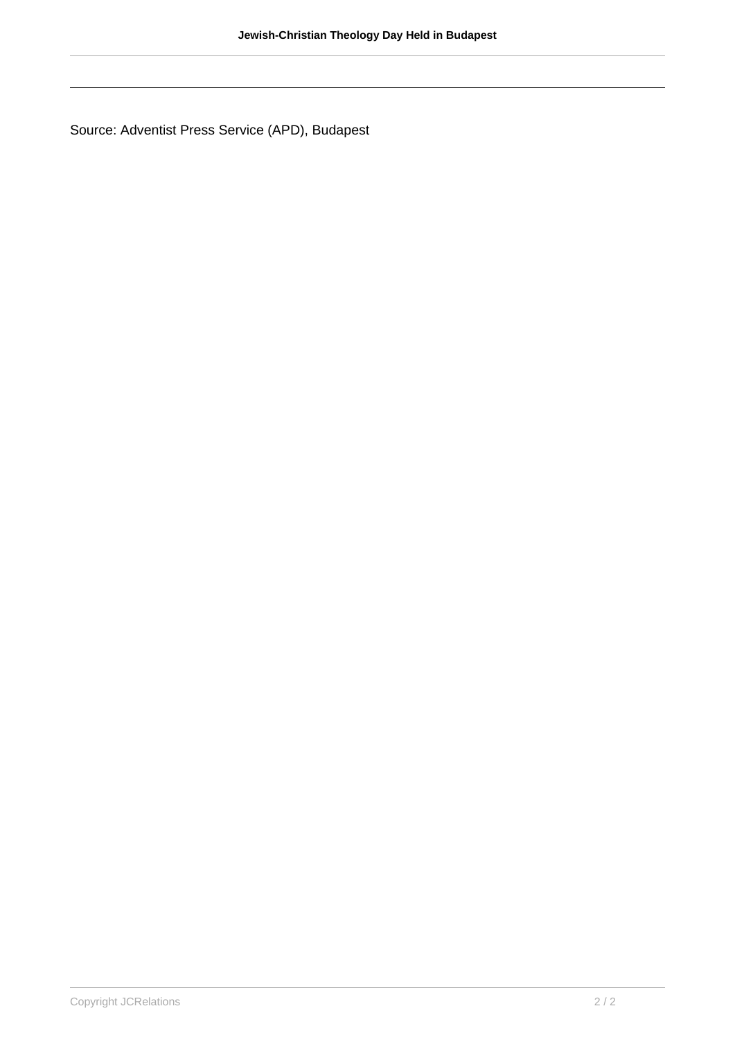---

Source: Adventist Press Service (APD), Budapest